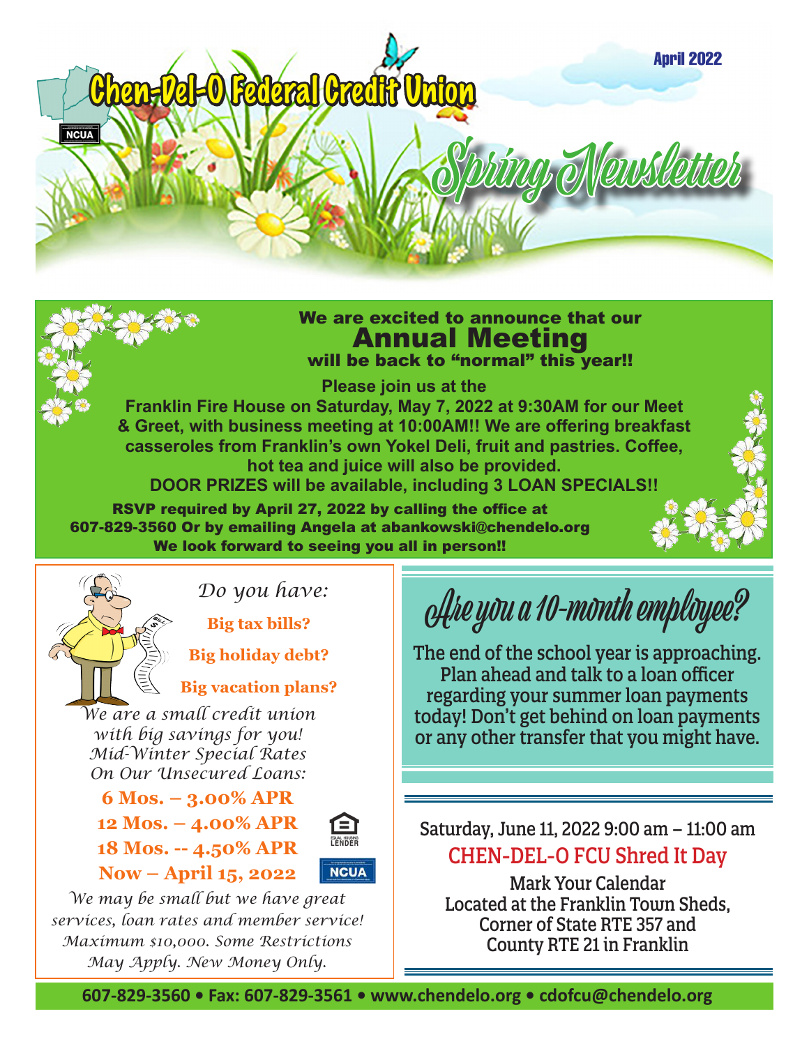# Chen-Del-O Federal Credit Union

April 2022

## Spring Newsletter

**We are excited to announce that our**

## Annual Meeting

**will be back to "normal" this year!!**

**Please join us at the Franklin Fire House on Saturday, May 7, 2022 at 9:30AM for our Meet & Greet, with business meeting at 10:00AM!! We are offering breakfast casseroles from Franklin's own Yokel Deli, fruit and pastries. Coffee, hot tea and juice will also be provided.**

**DOOR PRIZES will be available, including 3 LOAN SPECIALS!!**

**RSVP required by April 27, 2022 by calling the office at 607-829-3560 Or by emailing Angela at abankowski@chendelo.org**

**We look forward to seeing you all in person!!**

*Do you have:*

**Big tax bills?**

**Big holiday debt?**

**Big vacation plans?**

*We are a small credit union with big savings for you! Mid-Winter Special Rates On Our Unsecured Loans:*

**6 Mos. – 3.00% APR**

**12 Mos. – 4.00% APR**

**18 Mos. -- 4.50% APR**

**Now – April 15, 2022**

*We may be small but we have great services, loan rates and member service! Maximum $10,000. Some Restrictions May Apply. New Money Only.*

## Are you a 10-month employee?

The end of the school year is approaching. Plan ahead and talk to a loan officer regarding your summer loan payments today! Don't get behind on loan payments or any other transfer that you might have.

Saturday, June 11, 2022 9:00 am – 11:00 am

### CHEN-DEL-O FCU Shred It Day

Mark Your Calendar
Located at the Franklin Town Sheds,
Corner of State RTE 357 and
County RTE 21 in Franklin

**607-829-3560 • Fax: 607-829-3561 • www.chendelo.org • cdofcu@chendelo.org**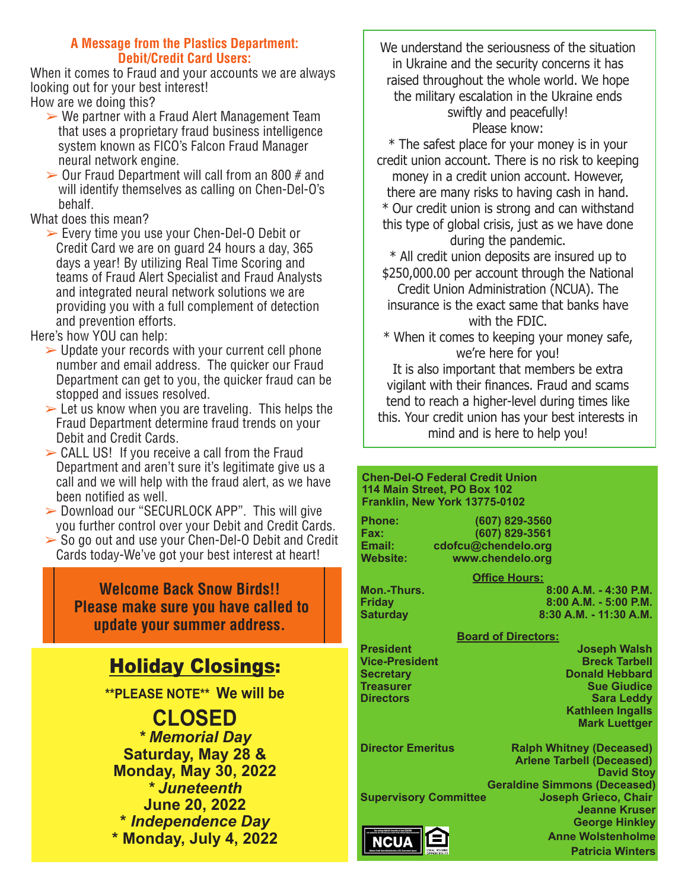### A Message from the Plastics Department: Debit/Credit Card Users:

When it comes to Fraud and your accounts we are always looking out for your best interest!

How are we doing this?

- ➢ We partner with a Fraud Alert Management Team that uses a proprietary fraud business intelligence system known as FICO's Falcon Fraud Manager neural network engine.
- ➢ Our Fraud Department will call from an 800 # and will identify themselves as calling on Chen-Del-O's behalf.

What does this mean?

- ➢ Every time you use your Chen-Del-O Debit or Credit Card we are on guard 24 hours a day, 365 days a year! By utilizing Real Time Scoring and teams of Fraud Alert Specialist and Fraud Analysts and integrated neural network solutions we are providing you with a full complement of detection and prevention efforts.

Here's how YOU can help:

- ➢ Update your records with your current cell phone number and email address. The quicker our Fraud Department can get to you, the quicker fraud can be stopped and issues resolved.
- ➢ Let us know when you are traveling. This helps the Fraud Department determine fraud trends on your Debit and Credit Cards.
- ➢ CALL US! If you receive a call from the Fraud Department and aren't sure it's legitimate give us a call and we will help with the fraud alert, as we have been notified as well.
- ➢ Download our "SECURLOCK APP". This will give you further control over your Debit and Credit Cards.
- ➢ So go out and use your Chen-Del-O Debit and Credit Cards today-We've got your best interest at heart!

**Welcome Back Snow Birds!!**
**Please make sure you have called to update your summer address.**

## Holiday Closings:

**\*\*PLEASE NOTE\*\* We will be**

**CLOSED**

**\* *Memorial Day***
**Saturday, May 28 &**
**Monday, May 30, 2022**
**\* *Juneteenth***
**June 20, 2022**
**\* *Independence Day***
**\* Monday, July 4, 2022**

We understand the seriousness of the situation in Ukraine and the security concerns it has raised throughout the whole world. We hope the military escalation in the Ukraine ends swiftly and peacefully!

Please know:

\* The safest place for your money is in your credit union account. There is no risk to keeping money in a credit union account. However, there are many risks to having cash in hand.

\* Our credit union is strong and can withstand this type of global crisis, just as we have done during the pandemic.

\* All credit union deposits are insured up to $250,000.00 per account through the National Credit Union Administration (NCUA). The insurance is the exact same that banks have with the FDIC.

\* When it comes to keeping your money safe, we're here for you!

It is also important that members be extra vigilant with their finances. Fraud and scams tend to reach a higher-level during times like this. Your credit union has your best interests in mind and is here to help you!

**Chen-Del-O Federal Credit Union**
**114 Main Street, PO Box 102**
**Franklin, New York 13775-0102**

| | |
|---|---|
| **Phone:** | **(607) 829-3560** |
| **Fax:** | **(607) 829-3561** |
| **Email:** | **cdofcu@chendelo.org** |
| **Website:** | **www.chendelo.org** |

**Office Hours:**

| | |
|---|---|
| **Mon.-Thurs.** | **8:00 A.M. - 4:30 P.M.** |
| **Friday** | **8:00 A.M. - 5:00 P.M.** |
| **Saturday** | **8:30 A.M. - 11:30 A.M.** |

**Board of Directors:**

| | |
|---|---|
| **President** | **Joseph Walsh** |
| **Vice-President** | **Breck Tarbell** |
| **Secretary** | **Donald Hebbard** |
| **Treasurer** | **Sue Giudice** |
| **Directors** | **Sara Leddy** |
| | **Kathleen Ingalls** |
| | **Mark Luettger** |
| **Director Emeritus** | **Ralph Whitney (Deceased)** |
| | **Arlene Tarbell (Deceased)** |
| | **David Stoy** |
| | **Geraldine Simmons (Deceased)** |
| **Supervisory Committee** | **Joseph Grieco, Chair** |
| | **Jeanne Kruser** |
| | **George Hinkley** |
| | **Anne Wolstenholme** |
| | **Patricia Winters** |